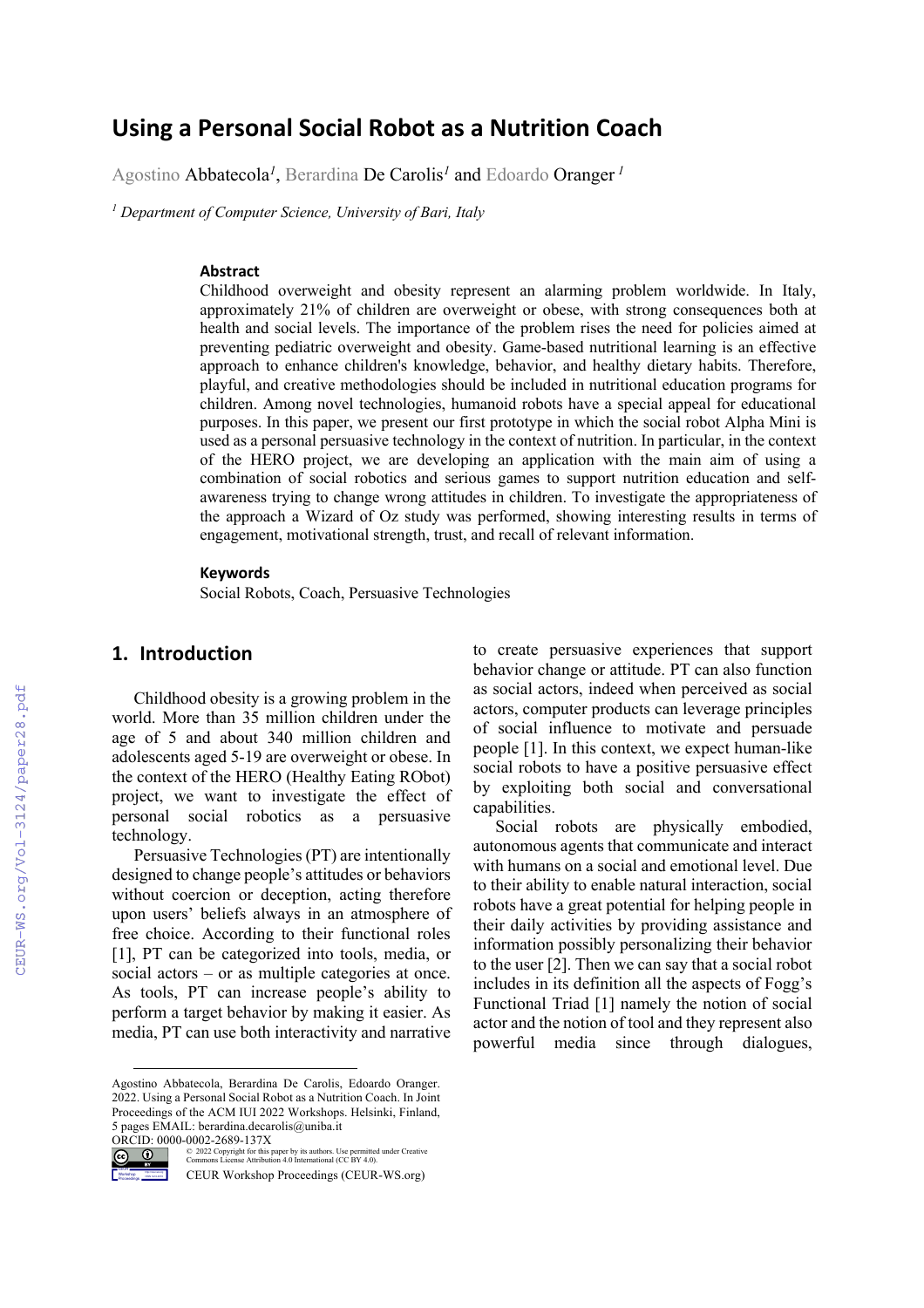# Using a Personal Social Robot as a Nutrition Coach

Agostino Abbatecola[1], Berardina De Carolis[1] and Edoardo Oranger [1]

[1] *Department of Computer Science, University of Bari, Italy*

### Abstract

Childhood overweight and obesity represent an alarming problem worldwide. In Italy, approximately 21% of children are overweight or obese, with strong consequences both at health and social levels. The importance of the problem rises the need for policies aimed at preventing pediatric overweight and obesity. Game-based nutritional learning is an effective approach to enhance children's knowledge, behavior, and healthy dietary habits. Therefore, playful, and creative methodologies should be included in nutritional education programs for children. Among novel technologies, humanoid robots have a special appeal for educational purposes. In this paper, we present our first prototype in which the social robot Alpha Mini is used as a personal persuasive technology in the context of nutrition. In particular, in the context of the HERO project, we are developing an application with the main aim of using a combination of social robotics and serious games to support nutrition education and self-awareness trying to change wrong attitudes in children. To investigate the appropriateness of the approach a Wizard of Oz study was performed, showing interesting results in terms of engagement, motivational strength, trust, and recall of relevant information.

### Keywords

Social Robots, Coach, Persuasive Technologies

## 1. Introduction

Childhood obesity is a growing problem in the world. More than 35 million children under the age of 5 and about 340 million children and adolescents aged 5-19 are overweight or obese. In the context of the HERO (Healthy Eating RObot) project, we want to investigate the effect of personal social robotics as a persuasive technology.

Persuasive Technologies (PT) are intentionally designed to change people's attitudes or behaviors without coercion or deception, acting therefore upon users' beliefs always in an atmosphere of free choice. According to their functional roles [1], PT can be categorized into tools, media, or social actors – or as multiple categories at once. As tools, PT can increase people's ability to perform a target behavior by making it easier. As media, PT can use both interactivity and narrative to create persuasive experiences that support behavior change or attitude. PT can also function as social actors, indeed when perceived as social actors, computer products can leverage principles of social influence to motivate and persuade people [1]. In this context, we expect human-like social robots to have a positive persuasive effect by exploiting both social and conversational capabilities.

Social robots are physically embodied, autonomous agents that communicate and interact with humans on a social and emotional level. Due to their ability to enable natural interaction, social robots have a great potential for helping people in their daily activities by providing assistance and information possibly personalizing their behavior to the user [2]. Then we can say that a social robot includes in its definition all the aspects of Fogg's Functional Triad [1] namely the notion of social actor and the notion of tool and they represent also powerful media since through dialogues,

---

Agostino Abbatecola, Berardina De Carolis, Edoardo Oranger. 2022. Using a Personal Social Robot as a Nutrition Coach. In Joint Proceedings of the ACM IUI 2022 Workshops. Helsinki, Finland, 5 pages EMAIL: berardina.decarolis@uniba.it
ORCID: 0000-0002-2689-137X
© 2022 Copyright for this paper by its authors. Use permitted under Creative Commons License Attribution 4.0 International (CC BY 4.0).
CEUR Workshop Proceedings (CEUR-WS.org)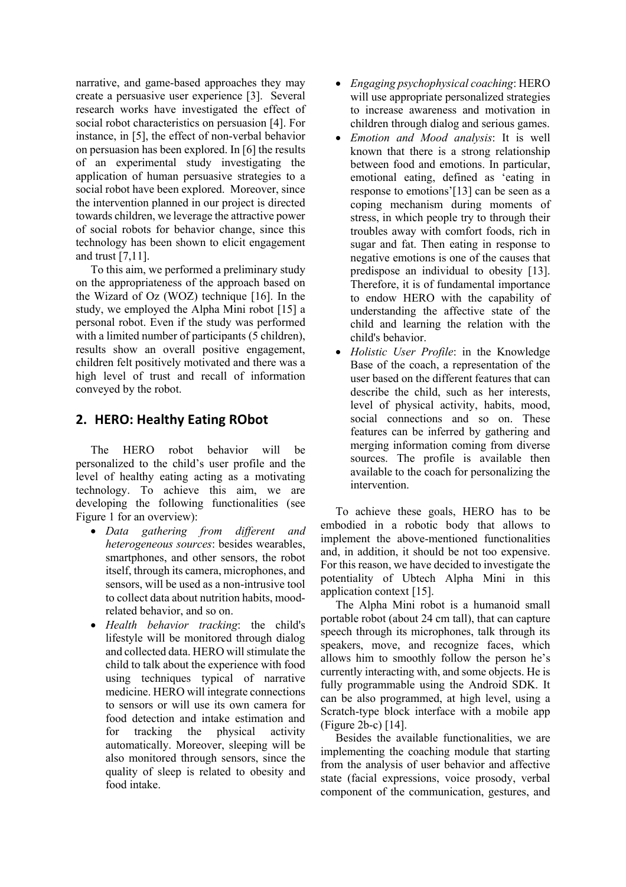narrative, and game-based approaches they may create a persuasive user experience [3]. Several research works have investigated the effect of social robot characteristics on persuasion [4]. For instance, in [5], the effect of non-verbal behavior on persuasion has been explored. In [6] the results of an experimental study investigating the application of human persuasive strategies to a social robot have been explored. Moreover, since the intervention planned in our project is directed towards children, we leverage the attractive power of social robots for behavior change, since this technology has been shown to elicit engagement and trust [7,11].

To this aim, we performed a preliminary study on the appropriateness of the approach based on the Wizard of Oz (WOZ) technique [16]. In the study, we employed the Alpha Mini robot [15] a personal robot. Even if the study was performed with a limited number of participants (5 children), results show an overall positive engagement, children felt positively motivated and there was a high level of trust and recall of information conveyed by the robot.

## 2. HERO: Healthy Eating RObot

The HERO robot behavior will be personalized to the child's user profile and the level of healthy eating acting as a motivating technology. To achieve this aim, we are developing the following functionalities (see Figure 1 for an overview):

- *Data gathering from different and heterogeneous sources*: besides wearables, smartphones, and other sensors, the robot itself, through its camera, microphones, and sensors, will be used as a non-intrusive tool to collect data about nutrition habits, mood-related behavior, and so on.
- *Health behavior tracking*: the child's lifestyle will be monitored through dialog and collected data. HERO will stimulate the child to talk about the experience with food using techniques typical of narrative medicine. HERO will integrate connections to sensors or will use its own camera for food detection and intake estimation and for tracking the physical activity automatically. Moreover, sleeping will be also monitored through sensors, since the quality of sleep is related to obesity and food intake.
- *Engaging psychophysical coaching*: HERO will use appropriate personalized strategies to increase awareness and motivation in children through dialog and serious games.
- *Emotion and Mood analysis*: It is well known that there is a strong relationship between food and emotions. In particular, emotional eating, defined as 'eating in response to emotions'[13] can be seen as a coping mechanism during moments of stress, in which people try to through their troubles away with comfort foods, rich in sugar and fat. Then eating in response to negative emotions is one of the causes that predispose an individual to obesity [13]. Therefore, it is of fundamental importance to endow HERO with the capability of understanding the affective state of the child and learning the relation with the child's behavior.
- *Holistic User Profile*: in the Knowledge Base of the coach, a representation of the user based on the different features that can describe the child, such as her interests, level of physical activity, habits, mood, social connections and so on. These features can be inferred by gathering and merging information coming from diverse sources. The profile is available then available to the coach for personalizing the intervention.

To achieve these goals, HERO has to be embodied in a robotic body that allows to implement the above-mentioned functionalities and, in addition, it should be not too expensive. For this reason, we have decided to investigate the potentiality of Ubtech Alpha Mini in this application context [15].

The Alpha Mini robot is a humanoid small portable robot (about 24 cm tall), that can capture speech through its microphones, talk through its speakers, move, and recognize faces, which allows him to smoothly follow the person he's currently interacting with, and some objects. He is fully programmable using the Android SDK. It can be also programmed, at high level, using a Scratch-type block interface with a mobile app (Figure 2b-c) [14].

Besides the available functionalities, we are implementing the coaching module that starting from the analysis of user behavior and affective state (facial expressions, voice prosody, verbal component of the communication, gestures, and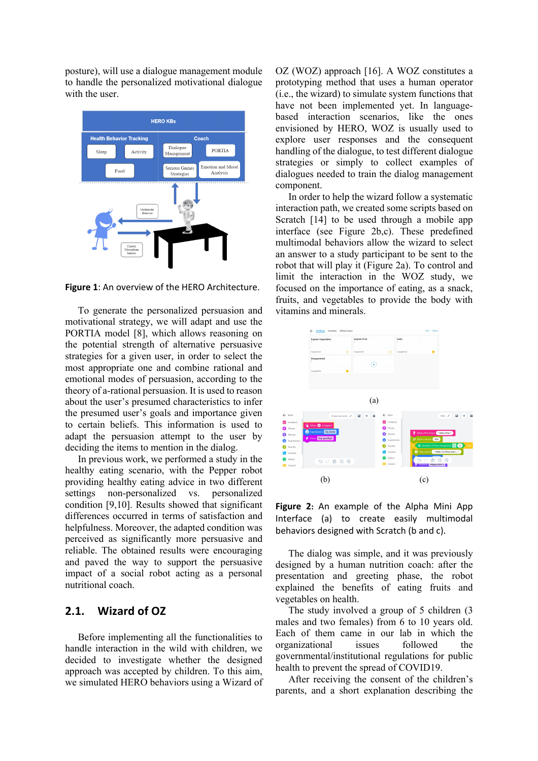posture), will use a dialogue management module to handle the personalized motivational dialogue with the user.

**Figure 1**: An overview of the HERO Architecture.

To generate the personalized persuasion and motivational strategy, we will adapt and use the PORTIA model [8], which allows reasoning on the potential strength of alternative persuasive strategies for a given user, in order to select the most appropriate one and combine rational and emotional modes of persuasion, according to the theory of a-rational persuasion. It is used to reason about the user's presumed characteristics to infer the presumed user's goals and importance given to certain beliefs. This information is used to adapt the persuasion attempt to the user by deciding the items to mention in the dialog.

In previous work, we performed a study in the healthy eating scenario, with the Pepper robot providing healthy eating advice in two different settings non-personalized vs. personalized condition [9,10]. Results showed that significant differences occurred in terms of satisfaction and helpfulness. Moreover, the adapted condition was perceived as significantly more persuasive and reliable. The obtained results were encouraging and paved the way to support the persuasive impact of a social robot acting as a personal nutritional coach.

## 2.1. Wizard of OZ

Before implementing all the functionalities to handle interaction in the wild with children, we decided to investigate whether the designed approach was accepted by children. To this aim, we simulated HERO behaviors using a Wizard of OZ (WOZ) approach [16]. A WOZ constitutes a prototyping method that uses a human operator (i.e., the wizard) to simulate system functions that have not been implemented yet. In language-based interaction scenarios, like the ones envisioned by HERO, WOZ is usually used to explore user responses and the consequent handling of the dialogue, to test different dialogue strategies or simply to collect examples of dialogues needed to train the dialog management component.

In order to help the wizard follow a systematic interaction path, we created some scripts based on Scratch [14] to be used through a mobile app interface (see Figure 2b,c). These predefined multimodal behaviors allow the wizard to select an answer to a study participant to be sent to the robot that will play it (Figure 2a). To control and limit the interaction in the WOZ study, we focused on the importance of eating, as a snack, fruits, and vegetables to provide the body with vitamins and minerals.

**Figure 2:** An example of the Alpha Mini App Interface (a) to create easily multimodal behaviors designed with Scratch (b and c).

The dialog was simple, and it was previously designed by a human nutrition coach: after the presentation and greeting phase, the robot explained the benefits of eating fruits and vegetables on health.

The study involved a group of 5 children (3 males and two females) from 6 to 10 years old. Each of them came in our lab in which the organizational issues followed the governmental/institutional regulations for public health to prevent the spread of COVID19.

After receiving the consent of the children's parents, and a short explanation describing the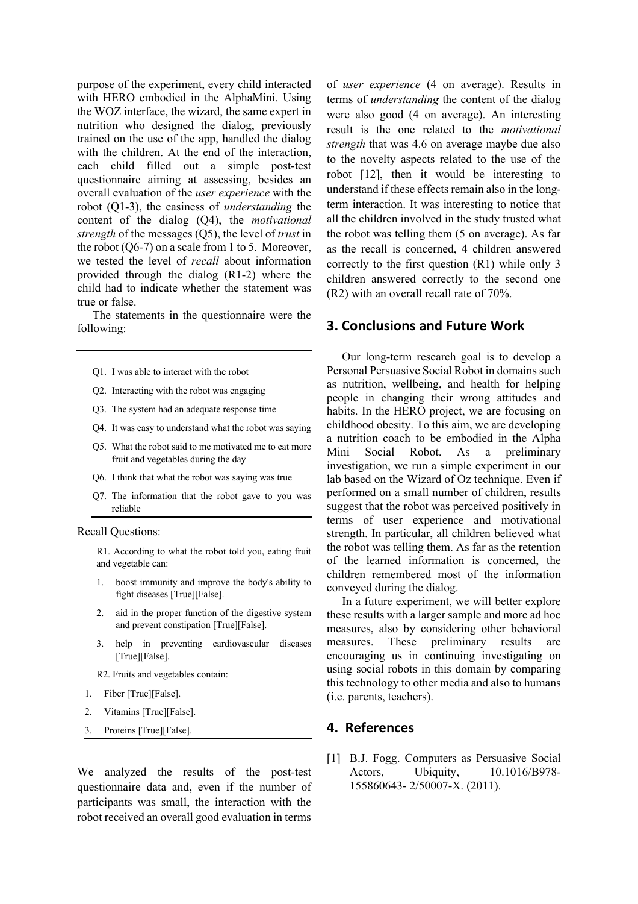purpose of the experiment, every child interacted with HERO embodied in the AlphaMini. Using the WOZ interface, the wizard, the same expert in nutrition who designed the dialog, previously trained on the use of the app, handled the dialog with the children. At the end of the interaction, each child filled out a simple post-test questionnaire aiming at assessing, besides an overall evaluation of the *user experience* with the robot (Q1-3), the easiness of *understanding* the content of the dialog (Q4), the *motivational strength* of the messages (Q5), the level of *trust* in the robot (Q6-7) on a scale from 1 to 5. Moreover, we tested the level of *recall* about information provided through the dialog (R1-2) where the child had to indicate whether the statement was true or false.

The statements in the questionnaire were the following:

- Q1. I was able to interact with the robot
- Q2. Interacting with the robot was engaging
- Q3. The system had an adequate response time
- Q4. It was easy to understand what the robot was saying
- Q5. What the robot said to me motivated me to eat more fruit and vegetables during the day
- Q6. I think that what the robot was saying was true
- Q7. The information that the robot gave to you was reliable

Recall Questions:

R1. According to what the robot told you, eating fruit and vegetable can:

1. boost immunity and improve the body's ability to fight diseases [True][False].
2. aid in the proper function of the digestive system and prevent constipation [True][False].
3. help in preventing cardiovascular diseases [True][False].

R2. Fruits and vegetables contain:

1. Fiber [True][False].
2. Vitamins [True][False].
3. Proteins [True][False].

We analyzed the results of the post-test questionnaire data and, even if the number of participants was small, the interaction with the robot received an overall good evaluation in terms of *user experience* (4 on average). Results in terms of *understanding* the content of the dialog were also good (4 on average). An interesting result is the one related to the *motivational strength* that was 4.6 on average maybe due also to the novelty aspects related to the use of the robot [12], then it would be interesting to understand if these effects remain also in the long-term interaction. It was interesting to notice that all the children involved in the study trusted what the robot was telling them (5 on average). As far as the recall is concerned, 4 children answered correctly to the first question (R1) while only 3 children answered correctly to the second one (R2) with an overall recall rate of 70%.

## 3. Conclusions and Future Work

Our long-term research goal is to develop a Personal Persuasive Social Robot in domains such as nutrition, wellbeing, and health for helping people in changing their wrong attitudes and habits. In the HERO project, we are focusing on childhood obesity. To this aim, we are developing a nutrition coach to be embodied in the Alpha Mini Social Robot. As a preliminary investigation, we run a simple experiment in our lab based on the Wizard of Oz technique. Even if performed on a small number of children, results suggest that the robot was perceived positively in terms of user experience and motivational strength. In particular, all children believed what the robot was telling them. As far as the retention of the learned information is concerned, the children remembered most of the information conveyed during the dialog.

In a future experiment, we will better explore these results with a larger sample and more ad hoc measures, also by considering other behavioral measures. These preliminary results are encouraging us in continuing investigating on using social robots in this domain by comparing this technology to other media and also to humans (i.e. parents, teachers).

## 4. References

[1] B.J. Fogg. Computers as Persuasive Social Actors, Ubiquity, 10.1016/B978-155860643- 2/50007-X. (2011).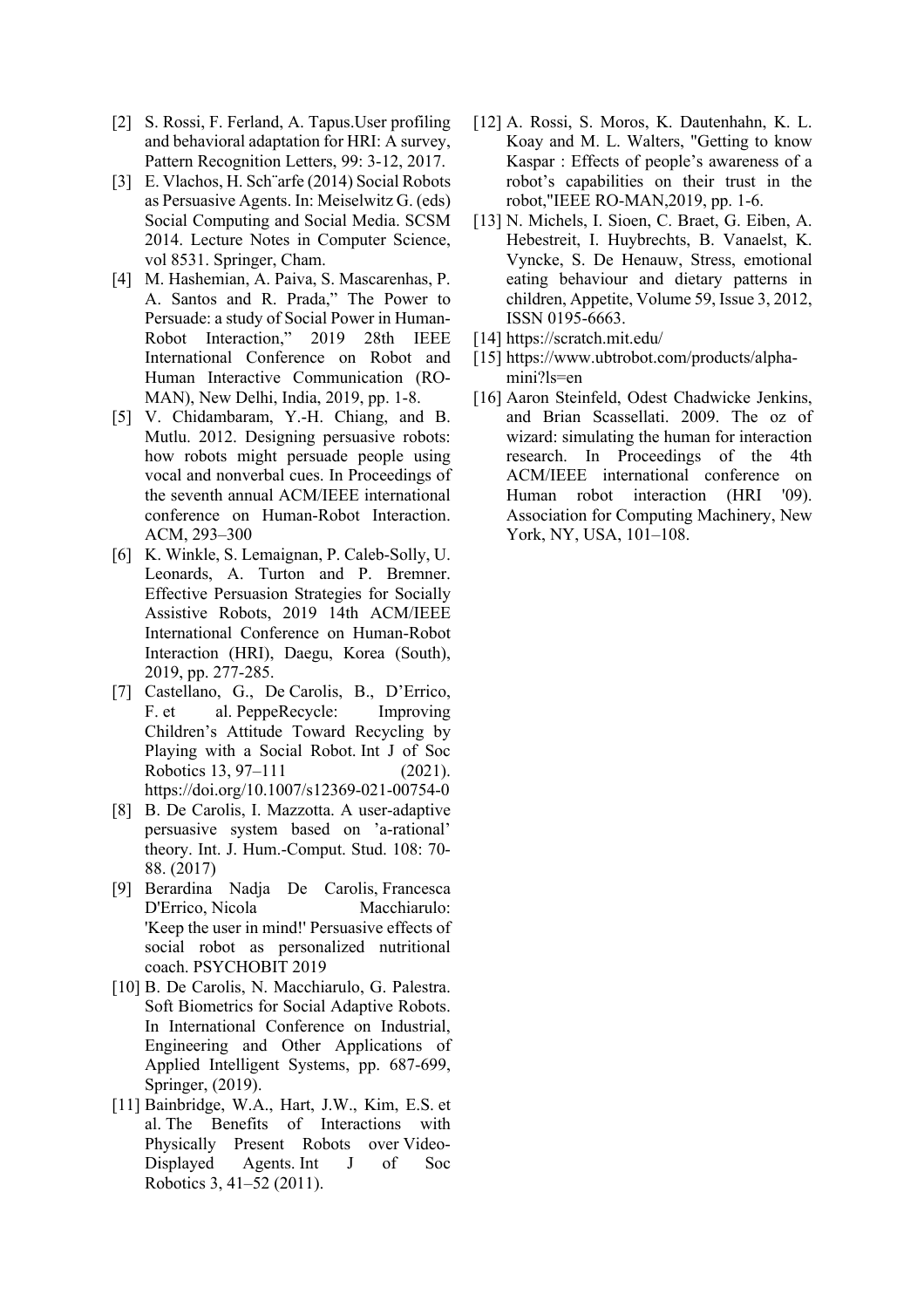[2] S. Rossi, F. Ferland, A. Tapus.User profiling and behavioral adaptation for HRI: A survey, Pattern Recognition Letters, 99: 3-12, 2017.

[3] E. Vlachos, H. Sch¨arfe (2014) Social Robots as Persuasive Agents. In: Meiselwitz G. (eds) Social Computing and Social Media. SCSM 2014. Lecture Notes in Computer Science, vol 8531. Springer, Cham.

[4] M. Hashemian, A. Paiva, S. Mascarenhas, P. A. Santos and R. Prada," The Power to Persuade: a study of Social Power in Human-Robot Interaction," 2019 28th IEEE International Conference on Robot and Human Interactive Communication (RO-MAN), New Delhi, India, 2019, pp. 1-8.

[5] V. Chidambaram, Y.-H. Chiang, and B. Mutlu. 2012. Designing persuasive robots: how robots might persuade people using vocal and nonverbal cues. In Proceedings of the seventh annual ACM/IEEE international conference on Human-Robot Interaction. ACM, 293–300

[6] K. Winkle, S. Lemaignan, P. Caleb-Solly, U. Leonards, A. Turton and P. Bremner. Effective Persuasion Strategies for Socially Assistive Robots, 2019 14th ACM/IEEE International Conference on Human-Robot Interaction (HRI), Daegu, Korea (South), 2019, pp. 277-285.

[7] Castellano, G., De Carolis, B., D'Errico, F. et al. PeppeRecycle: Improving Children's Attitude Toward Recycling by Playing with a Social Robot. Int J of Soc Robotics 13, 97–111 (2021). https://doi.org/10.1007/s12369-021-00754-0

[8] B. De Carolis, I. Mazzotta. A user-adaptive persuasive system based on 'a-rational' theory. Int. J. Hum.-Comput. Stud. 108: 70-88. (2017)

[9] Berardina Nadja De Carolis, Francesca D'Errico, Nicola Macchiarulo: 'Keep the user in mind!' Persuasive effects of social robot as personalized nutritional coach. PSYCHOBIT 2019

[10] B. De Carolis, N. Macchiarulo, G. Palestra. Soft Biometrics for Social Adaptive Robots. In International Conference on Industrial, Engineering and Other Applications of Applied Intelligent Systems, pp. 687-699, Springer, (2019).

[11] Bainbridge, W.A., Hart, J.W., Kim, E.S. et al. The Benefits of Interactions with Physically Present Robots over Video-Displayed Agents. Int J of Soc Robotics 3, 41–52 (2011).

[12] A. Rossi, S. Moros, K. Dautenhahn, K. L. Koay and M. L. Walters, "Getting to know Kaspar : Effects of people's awareness of a robot's capabilities on their trust in the robot,"IEEE RO-MAN,2019, pp. 1-6.

[13] N. Michels, I. Sioen, C. Braet, G. Eiben, A. Hebestreit, I. Huybrechts, B. Vanaelst, K. Vyncke, S. De Henauw, Stress, emotional eating behaviour and dietary patterns in children, Appetite, Volume 59, Issue 3, 2012, ISSN 0195-6663.

[14] https://scratch.mit.edu/

[15] https://www.ubtrobot.com/products/alpha-mini?ls=en

[16] Aaron Steinfeld, Odest Chadwicke Jenkins, and Brian Scassellati. 2009. The oz of wizard: simulating the human for interaction research. In Proceedings of the 4th ACM/IEEE international conference on Human robot interaction (HRI '09). Association for Computing Machinery, New York, NY, USA, 101–108.